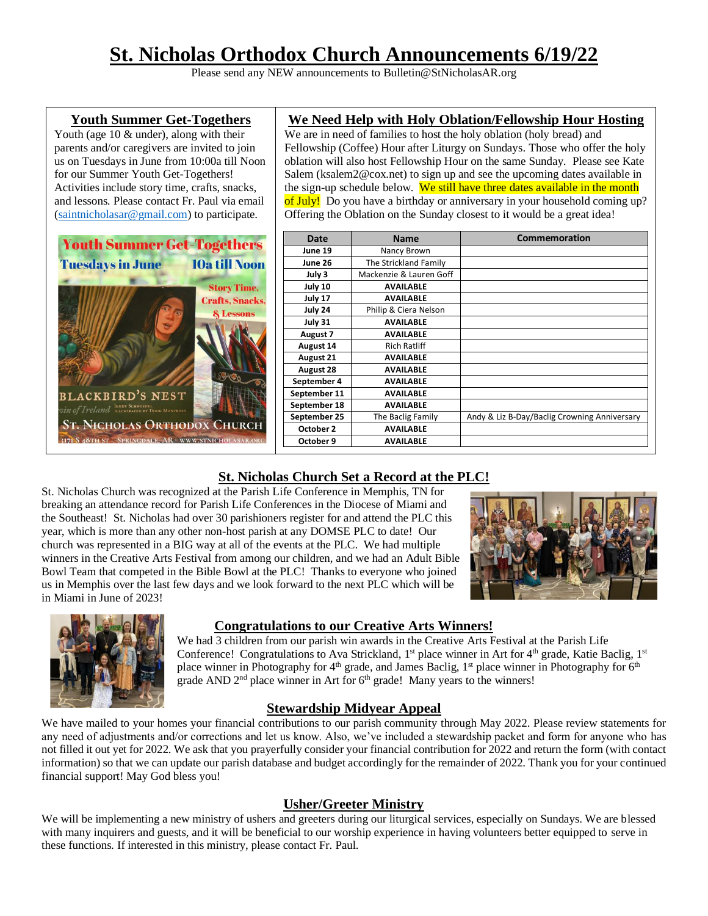# St. Nicholas Orthodox Church Announcements 6/19/22

Please send any NEW announcements to Bulletin@StNicholasAR.org

## Youth Summer Get-Togethers

Youth (age 10 & under), along with their parents and/or caregivers are invited to join us on Tuesdays in June from 10:00a till Noon for our Summer Youth Get-Togethers! Activities include story time, crafts, snacks, and lessons. Please contact Fr. Paul via email (saintnicholasar@gmail.com) to participate.

## We Need Help with Holy Oblation/Fellowship Hour Hosting

We are in need of families to host the holy oblation (holy bread) and Fellowship (Coffee) Hour after Liturgy on Sundays. Those who offer the holy oblation will also host Fellowship Hour on the same Sunday. Please see Kate Salem (ksalem2@cox.net) to sign up and see the upcoming dates available in the sign-up schedule below. We still have three dates available in the month of July! Do you have a birthday or anniversary in your household coming up? Offering the Oblation on the Sunday closest to it would be a great idea!

| Date | Name | Commemoration |
|---|---|---|
| June 19 | Nancy Brown | |
| June 26 | The Strickland Family | |
| July 3 | Mackenzie & Lauren Goff | |
| July 10 | AVAILABLE | |
| July 17 | AVAILABLE | |
| July 24 | Philip & Ciera Nelson | |
| July 31 | AVAILABLE | |
| August 7 | AVAILABLE | |
| August 14 | Rich Ratliff | |
| August 21 | AVAILABLE | |
| August 28 | AVAILABLE | |
| September 4 | AVAILABLE | |
| September 11 | AVAILABLE | |
| September 18 | AVAILABLE | |
| September 25 | The Baclig Family | Andy & Liz B-Day/Baclig Crowning Anniversary |
| October 2 | AVAILABLE | |
| October 9 | AVAILABLE | |

## St. Nicholas Church Set a Record at the PLC!

St. Nicholas Church was recognized at the Parish Life Conference in Memphis, TN for breaking an attendance record for Parish Life Conferences in the Diocese of Miami and the Southeast! St. Nicholas had over 30 parishioners register for and attend the PLC this year, which is more than any other non-host parish at any DOMSE PLC to date! Our church was represented in a BIG way at all of the events at the PLC. We had multiple winners in the Creative Arts Festival from among our children, and we had an Adult Bible Bowl Team that competed in the Bible Bowl at the PLC! Thanks to everyone who joined us in Memphis over the last few days and we look forward to the next PLC which will be in Miami in June of 2023!

## Congratulations to our Creative Arts Winners!

We had 3 children from our parish win awards in the Creative Arts Festival at the Parish Life Conference! Congratulations to Ava Strickland, 1st place winner in Art for 4th grade, Katie Baclig, 1st place winner in Photography for 4th grade, and James Baclig, 1st place winner in Photography for 6th grade AND 2nd place winner in Art for 6th grade! Many years to the winners!

## Stewardship Midyear Appeal

We have mailed to your homes your financial contributions to our parish community through May 2022. Please review statements for any need of adjustments and/or corrections and let us know. Also, we've included a stewardship packet and form for anyone who has not filled it out yet for 2022. We ask that you prayerfully consider your financial contribution for 2022 and return the form (with contact information) so that we can update our parish database and budget accordingly for the remainder of 2022. Thank you for your continued financial support! May God bless you!

## Usher/Greeter Ministry

We will be implementing a new ministry of ushers and greeters during our liturgical services, especially on Sundays. We are blessed with many inquirers and guests, and it will be beneficial to our worship experience in having volunteers better equipped to serve in these functions. If interested in this ministry, please contact Fr. Paul.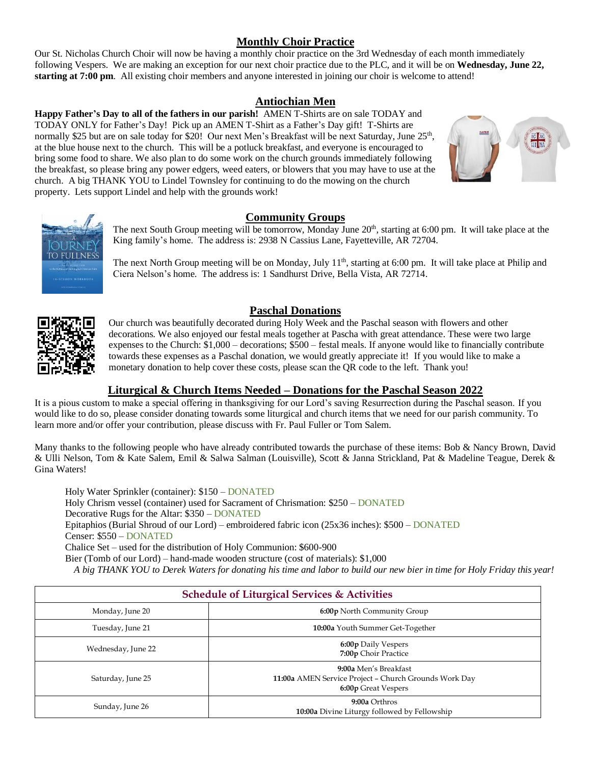## Monthly Choir Practice

Our St. Nicholas Church Choir will now be having a monthly choir practice on the 3rd Wednesday of each month immediately following Vespers. We are making an exception for our next choir practice due to the PLC, and it will be on **Wednesday, June 22, starting at 7:00 pm**. All existing choir members and anyone interested in joining our choir is welcome to attend!

## Antiochian Men

**Happy Father's Day to all of the fathers in our parish!** AMEN T-Shirts are on sale TODAY and TODAY ONLY for Father's Day! Pick up an AMEN T-Shirt as a Father's Day gift! T-Shirts are normally $25 but are on sale today for $20! Our next Men's Breakfast will be next Saturday, June 25th, at the blue house next to the church. This will be a potluck breakfast, and everyone is encouraged to bring some food to share. We also plan to do some work on the church grounds immediately following the breakfast, so please bring any power edgers, weed eaters, or blowers that you may have to use at the church. A big THANK YOU to Lindel Townsley for continuing to do the mowing on the church property. Lets support Lindel and help with the grounds work!

## Community Groups

The next South Group meeting will be tomorrow, Monday June 20th, starting at 6:00 pm. It will take place at the King family's home. The address is: 2938 N Cassius Lane, Fayetteville, AR 72704.

The next North Group meeting will be on Monday, July 11th, starting at 6:00 pm. It will take place at Philip and Ciera Nelson's home. The address is: 1 Sandhurst Drive, Bella Vista, AR 72714.

## Paschal Donations

Our church was beautifully decorated during Holy Week and the Paschal season with flowers and other decorations. We also enjoyed our festal meals together at Pascha with great attendance. These were two large expenses to the Church: $1,000 – decorations; $500 – festal meals. If anyone would like to financially contribute towards these expenses as a Paschal donation, we would greatly appreciate it! If you would like to make a monetary donation to help cover these costs, please scan the QR code to the left. Thank you!

## Liturgical & Church Items Needed – Donations for the Paschal Season 2022

It is a pious custom to make a special offering in thanksgiving for our Lord's saving Resurrection during the Paschal season. If you would like to do so, please consider donating towards some liturgical and church items that we need for our parish community. To learn more and/or offer your contribution, please discuss with Fr. Paul Fuller or Tom Salem.

Many thanks to the following people who have already contributed towards the purchase of these items: Bob & Nancy Brown, David & Ulli Nelson, Tom & Kate Salem, Emil & Salwa Salman (Louisville), Scott & Janna Strickland, Pat & Madeline Teague, Derek & Gina Waters!

Holy Water Sprinkler (container): $150 – DONATED
Holy Chrism vessel (container) used for Sacrament of Chrismation: $250 – DONATED
Decorative Rugs for the Altar: $350 – DONATED
Epitaphios (Burial Shroud of our Lord) – embroidered fabric icon (25x36 inches): $500 – DONATED
Censer: $550 – DONATED
Chalice Set – used for the distribution of Holy Communion: $600-900
Bier (Tomb of our Lord) – hand-made wooden structure (cost of materials): $1,000
*A big THANK YOU to Derek Waters for donating his time and labor to build our new bier in time for Holy Friday this year!*

| Schedule of Liturgical Services & Activities | |
|---|---|
| Monday, June 20 | **6:00p** North Community Group |
| Tuesday, June 21 | **10:00a** Youth Summer Get-Together |
| Wednesday, June 22 | **6:00p** Daily Vespers<br>**7:00p** Choir Practice |
| Saturday, June 25 | **9:00a** Men's Breakfast<br>**11:00a** AMEN Service Project – Church Grounds Work Day<br>**6:00p** Great Vespers |
| Sunday, June 26 | **9:00a** Orthros<br>**10:00a** Divine Liturgy followed by Fellowship |